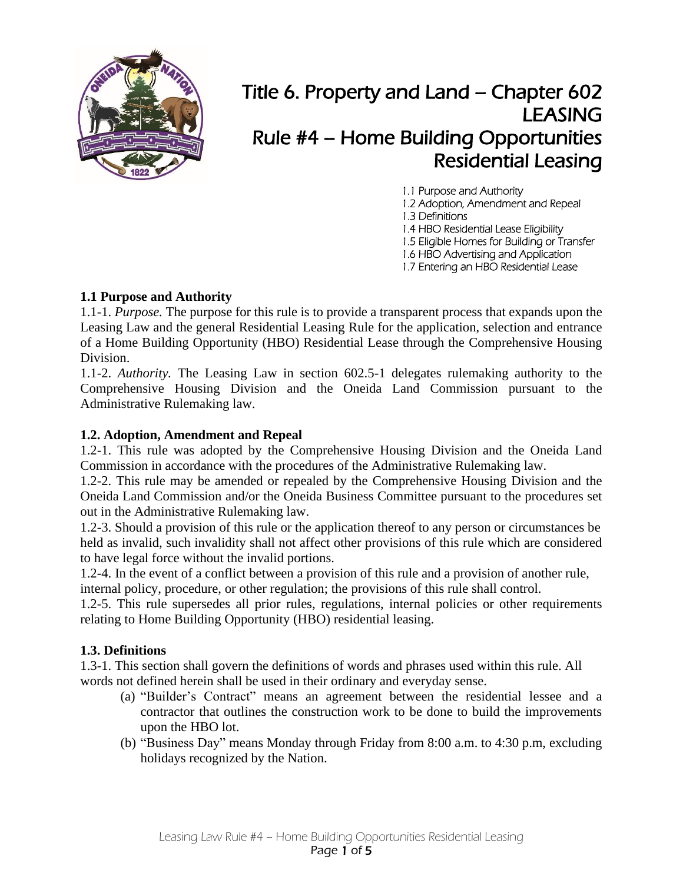# Title 6. Property and Land – Chapter 602
# LEASING
# Rule #4 – Home Building Opportunities Residential Leasing

1.1 Purpose and Authority
1.2 Adoption, Amendment and Repeal
1.3 Definitions
1.4 HBO Residential Lease Eligibility
1.5 Eligible Homes for Building or Transfer
1.6 HBO Advertising and Application
1.7 Entering an HBO Residential Lease

**1.1 Purpose and Authority**

1.1-1. *Purpose.* The purpose for this rule is to provide a transparent process that expands upon the Leasing Law and the general Residential Leasing Rule for the application, selection and entrance of a Home Building Opportunity (HBO) Residential Lease through the Comprehensive Housing Division.

1.1-2. *Authority.* The Leasing Law in section 602.5-1 delegates rulemaking authority to the Comprehensive Housing Division and the Oneida Land Commission pursuant to the Administrative Rulemaking law.

**1.2. Adoption, Amendment and Repeal**

1.2-1. This rule was adopted by the Comprehensive Housing Division and the Oneida Land Commission in accordance with the procedures of the Administrative Rulemaking law.

1.2-2. This rule may be amended or repealed by the Comprehensive Housing Division and the Oneida Land Commission and/or the Oneida Business Committee pursuant to the procedures set out in the Administrative Rulemaking law.

1.2-3. Should a provision of this rule or the application thereof to any person or circumstances be held as invalid, such invalidity shall not affect other provisions of this rule which are considered to have legal force without the invalid portions.

1.2-4. In the event of a conflict between a provision of this rule and a provision of another rule, internal policy, procedure, or other regulation; the provisions of this rule shall control.

1.2-5. This rule supersedes all prior rules, regulations, internal policies or other requirements relating to Home Building Opportunity (HBO) residential leasing.

**1.3. Definitions**

1.3-1. This section shall govern the definitions of words and phrases used within this rule. All words not defined herein shall be used in their ordinary and everyday sense.

(a) "Builder's Contract" means an agreement between the residential lessee and a contractor that outlines the construction work to be done to build the improvements upon the HBO lot.

(b) "Business Day" means Monday through Friday from 8:00 a.m. to 4:30 p.m, excluding holidays recognized by the Nation.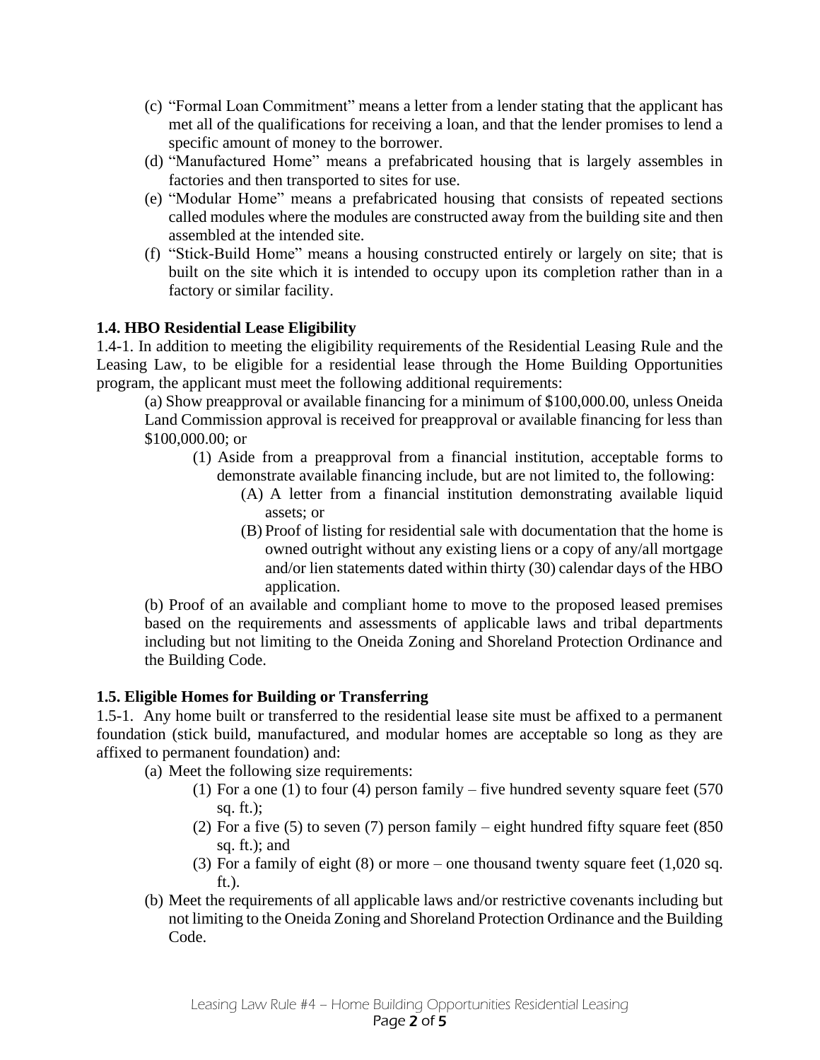(c) "Formal Loan Commitment" means a letter from a lender stating that the applicant has met all of the qualifications for receiving a loan, and that the lender promises to lend a specific amount of money to the borrower.

(d) "Manufactured Home" means a prefabricated housing that is largely assembles in factories and then transported to sites for use.

(e) "Modular Home" means a prefabricated housing that consists of repeated sections called modules where the modules are constructed away from the building site and then assembled at the intended site.

(f) "Stick-Build Home" means a housing constructed entirely or largely on site; that is built on the site which it is intended to occupy upon its completion rather than in a factory or similar facility.

**1.4. HBO Residential Lease Eligibility**

1.4-1. In addition to meeting the eligibility requirements of the Residential Leasing Rule and the Leasing Law, to be eligible for a residential lease through the Home Building Opportunities program, the applicant must meet the following additional requirements:

(a) Show preapproval or available financing for a minimum of $100,000.00, unless Oneida Land Commission approval is received for preapproval or available financing for less than $100,000.00; or

- (1) Aside from a preapproval from a financial institution, acceptable forms to demonstrate available financing include, but are not limited to, the following:
  - (A) A letter from a financial institution demonstrating available liquid assets; or
  - (B) Proof of listing for residential sale with documentation that the home is owned outright without any existing liens or a copy of any/all mortgage and/or lien statements dated within thirty (30) calendar days of the HBO application.

(b) Proof of an available and compliant home to move to the proposed leased premises based on the requirements and assessments of applicable laws and tribal departments including but not limiting to the Oneida Zoning and Shoreland Protection Ordinance and the Building Code.

**1.5. Eligible Homes for Building or Transferring**

1.5-1. Any home built or transferred to the residential lease site must be affixed to a permanent foundation (stick build, manufactured, and modular homes are acceptable so long as they are affixed to permanent foundation) and:

(a) Meet the following size requirements:

- (1) For a one (1) to four (4) person family – five hundred seventy square feet (570 sq. ft.);
- (2) For a five (5) to seven (7) person family – eight hundred fifty square feet (850 sq. ft.); and
- (3) For a family of eight (8) or more – one thousand twenty square feet (1,020 sq. ft.).

(b) Meet the requirements of all applicable laws and/or restrictive covenants including but not limiting to the Oneida Zoning and Shoreland Protection Ordinance and the Building Code.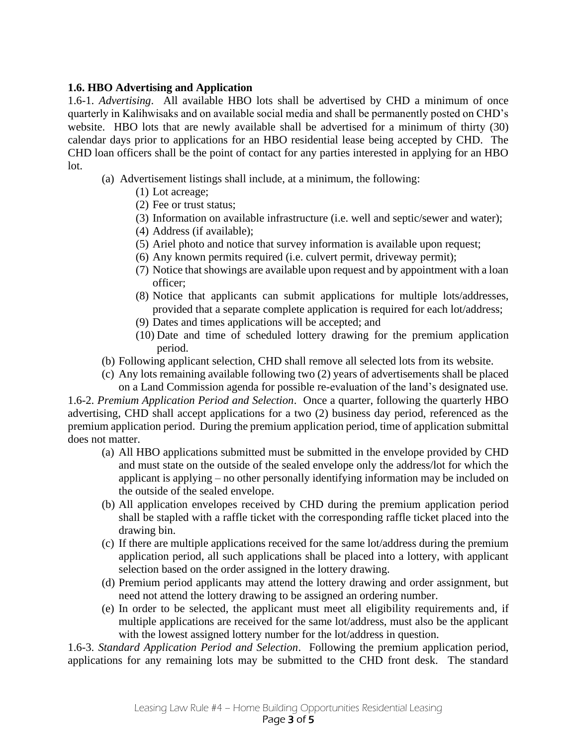**1.6. HBO Advertising and Application**

1.6-1. *Advertising*. All available HBO lots shall be advertised by CHD a minimum of once quarterly in Kalihwisaks and on available social media and shall be permanently posted on CHD's website. HBO lots that are newly available shall be advertised for a minimum of thirty (30) calendar days prior to applications for an HBO residential lease being accepted by CHD. The CHD loan officers shall be the point of contact for any parties interested in applying for an HBO lot.

(a) Advertisement listings shall include, at a minimum, the following:
   1. Lot acreage;
   2. Fee or trust status;
   3. Information on available infrastructure (i.e. well and septic/sewer and water);
   4. Address (if available);
   5. Ariel photo and notice that survey information is available upon request;
   6. Any known permits required (i.e. culvert permit, driveway permit);
   7. Notice that showings are available upon request and by appointment with a loan officer;
   8. Notice that applicants can submit applications for multiple lots/addresses, provided that a separate complete application is required for each lot/address;
   9. Dates and times applications will be accepted; and
   10. Date and time of scheduled lottery drawing for the premium application period.

(b) Following applicant selection, CHD shall remove all selected lots from its website.

(c) Any lots remaining available following two (2) years of advertisements shall be placed on a Land Commission agenda for possible re-evaluation of the land's designated use.

1.6-2. *Premium Application Period and Selection*. Once a quarter, following the quarterly HBO advertising, CHD shall accept applications for a two (2) business day period, referenced as the premium application period. During the premium application period, time of application submittal does not matter.

(a) All HBO applications submitted must be submitted in the envelope provided by CHD and must state on the outside of the sealed envelope only the address/lot for which the applicant is applying – no other personally identifying information may be included on the outside of the sealed envelope.

(b) All application envelopes received by CHD during the premium application period shall be stapled with a raffle ticket with the corresponding raffle ticket placed into the drawing bin.

(c) If there are multiple applications received for the same lot/address during the premium application period, all such applications shall be placed into a lottery, with applicant selection based on the order assigned in the lottery drawing.

(d) Premium period applicants may attend the lottery drawing and order assignment, but need not attend the lottery drawing to be assigned an ordering number.

(e) In order to be selected, the applicant must meet all eligibility requirements and, if multiple applications are received for the same lot/address, must also be the applicant with the lowest assigned lottery number for the lot/address in question.

1.6-3. *Standard Application Period and Selection*. Following the premium application period, applications for any remaining lots may be submitted to the CHD front desk. The standard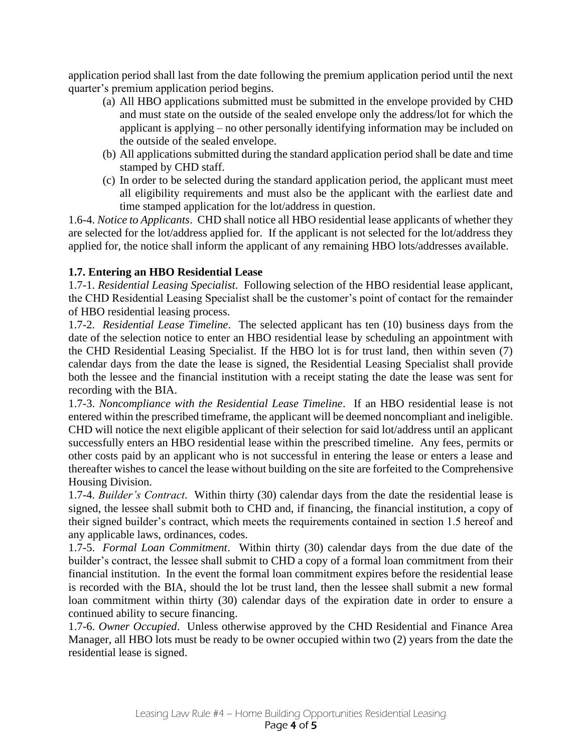application period shall last from the date following the premium application period until the next quarter's premium application period begins.

(a) All HBO applications submitted must be submitted in the envelope provided by CHD and must state on the outside of the sealed envelope only the address/lot for which the applicant is applying – no other personally identifying information may be included on the outside of the sealed envelope.

(b) All applications submitted during the standard application period shall be date and time stamped by CHD staff.

(c) In order to be selected during the standard application period, the applicant must meet all eligibility requirements and must also be the applicant with the earliest date and time stamped application for the lot/address in question.

1.6-4. *Notice to Applicants*. CHD shall notice all HBO residential lease applicants of whether they are selected for the lot/address applied for. If the applicant is not selected for the lot/address they applied for, the notice shall inform the applicant of any remaining HBO lots/addresses available.

**1.7. Entering an HBO Residential Lease**

1.7-1. *Residential Leasing Specialist*. Following selection of the HBO residential lease applicant, the CHD Residential Leasing Specialist shall be the customer's point of contact for the remainder of HBO residential leasing process.

1.7-2. *Residential Lease Timeline*. The selected applicant has ten (10) business days from the date of the selection notice to enter an HBO residential lease by scheduling an appointment with the CHD Residential Leasing Specialist. If the HBO lot is for trust land, then within seven (7) calendar days from the date the lease is signed, the Residential Leasing Specialist shall provide both the lessee and the financial institution with a receipt stating the date the lease was sent for recording with the BIA.

1.7-3. *Noncompliance with the Residential Lease Timeline*. If an HBO residential lease is not entered within the prescribed timeframe, the applicant will be deemed noncompliant and ineligible. CHD will notice the next eligible applicant of their selection for said lot/address until an applicant successfully enters an HBO residential lease within the prescribed timeline. Any fees, permits or other costs paid by an applicant who is not successful in entering the lease or enters a lease and thereafter wishes to cancel the lease without building on the site are forfeited to the Comprehensive Housing Division.

1.7-4. *Builder's Contract*. Within thirty (30) calendar days from the date the residential lease is signed, the lessee shall submit both to CHD and, if financing, the financial institution, a copy of their signed builder's contract, which meets the requirements contained in section 1.5 hereof and any applicable laws, ordinances, codes.

1.7-5. *Formal Loan Commitment*. Within thirty (30) calendar days from the due date of the builder's contract, the lessee shall submit to CHD a copy of a formal loan commitment from their financial institution. In the event the formal loan commitment expires before the residential lease is recorded with the BIA, should the lot be trust land, then the lessee shall submit a new formal loan commitment within thirty (30) calendar days of the expiration date in order to ensure a continued ability to secure financing.

1.7-6. *Owner Occupied*. Unless otherwise approved by the CHD Residential and Finance Area Manager, all HBO lots must be ready to be owner occupied within two (2) years from the date the residential lease is signed.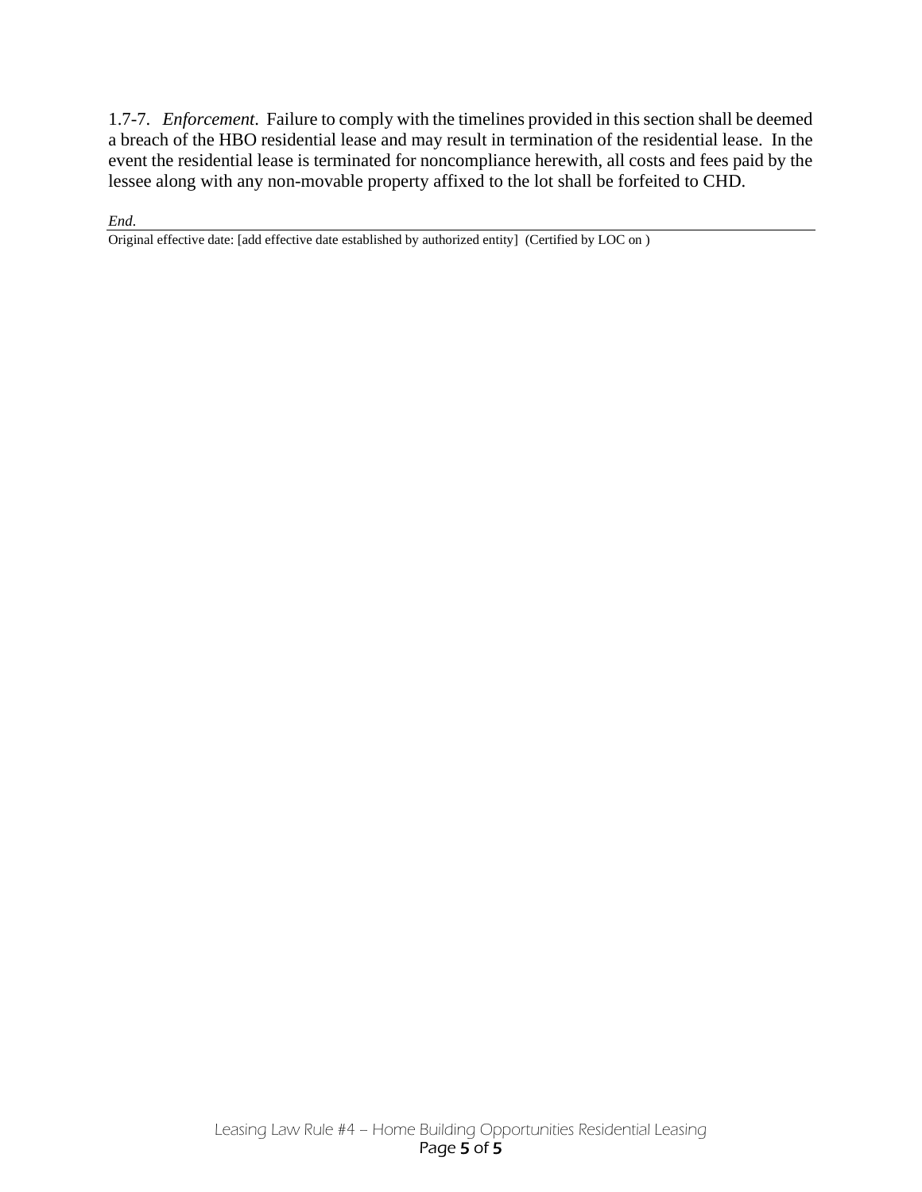1.7-7. *Enforcement*. Failure to comply with the timelines provided in this section shall be deemed a breach of the HBO residential lease and may result in termination of the residential lease. In the event the residential lease is terminated for noncompliance herewith, all costs and fees paid by the lessee along with any non-movable property affixed to the lot shall be forfeited to CHD.

*End.*

---

Original effective date: [add effective date established by authorized entity] (Certified by LOC on )